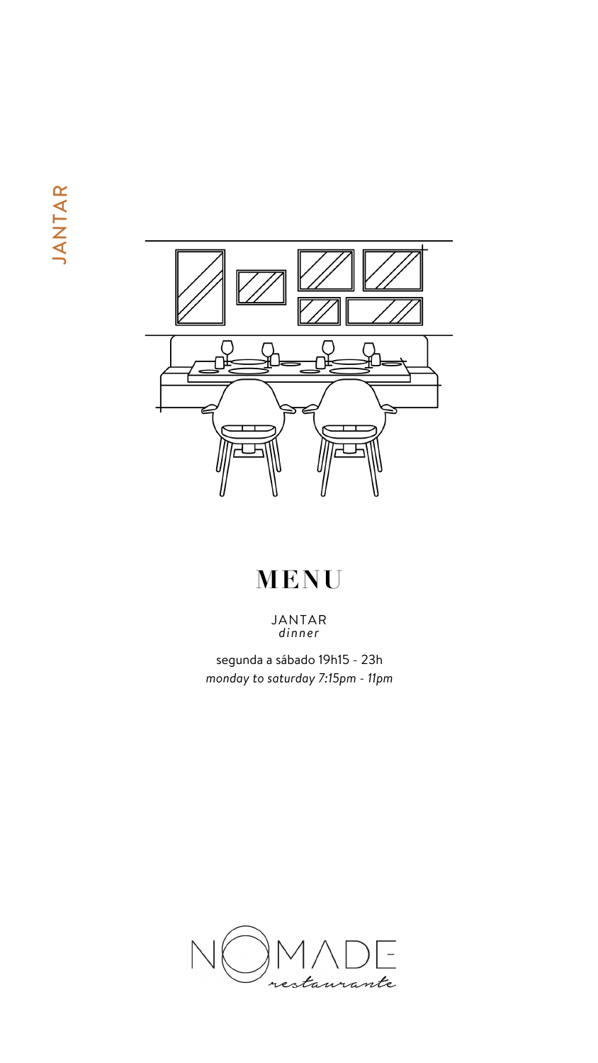JANTAR

# MENU

JANTAR
*dinner*

segunda a sábado 19h15 - 23h
*monday to saturday 7:15pm - 11pm*

NÓMADE
*restaurante*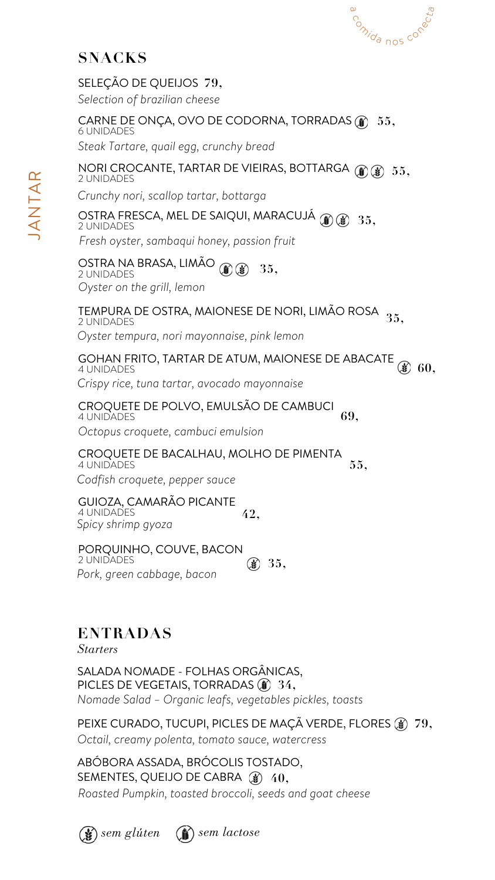## SNACKS

SELEÇÃO DE QUEIJOS **79,**
*Selection of brazilian cheese*

CARNE DE ONÇA, OVO DE CODORNA, TORRADAS (sem lactose) **55,**
6 UNIDADES
*Steak Tartare, quail egg, crunchy bread*

NORI CROCANTE, TARTAR DE VIEIRAS, BOTTARGA (sem lactose) (sem glúten) **55,**
2 UNIDADES
*Crunchy nori, scallop tartar, bottarga*

OSTRA FRESCA, MEL DE SAIQUI, MARACUJÁ (sem lactose) (sem glúten) **35,**
2 UNIDADES
*Fresh oyster, sambaqui honey, passion fruit*

OSTRA NA BRASA, LIMÃO (sem lactose) (sem glúten) **35,**
2 UNIDADES
*Oyster on the grill, lemon*

TEMPURA DE OSTRA, MAIONESE DE NORI, LIMÃO ROSA **35,**
2 UNIDADES
*Oyster tempura, nori mayonnaise, pink lemon*

GOHAN FRITO, TARTAR DE ATUM, MAIONESE DE ABACATE (sem glúten) **60,**
4 UNIDADES
*Crispy rice, tuna tartar, avocado mayonnaise*

CROQUETE DE POLVO, EMULSÃO DE CAMBUCI **69,**
4 UNIDADES
*Octopus croquete, cambuci emulsion*

CROQUETE DE BACALHAU, MOLHO DE PIMENTA **55,**
4 UNIDADES
*Codfish croquete, pepper sauce*

GUIOZA, CAMARÃO PICANTE **42,**
4 UNIDADES
*Spicy shrimp gyoza*

PORQUINHO, COUVE, BACON (sem glúten) **35,**
2 UNIDADES
*Pork, green cabbage, bacon*

## ENTRADAS

*Starters*

SALADA NOMADE - FOLHAS ORGÂNICAS, PICLES DE VEGETAIS, TORRADAS (sem lactose) **34,**
*Nomade Salad – Organic leafs, vegetables pickles, toasts*

PEIXE CURADO, TUCUPI, PICLES DE MAÇÃ VERDE, FLORES (sem glúten) **79,**
*Octail, creamy polenta, tomato sauce, watercress*

ABÓBORA ASSADA, BRÓCOLIS TOSTADO, SEMENTES, QUEIJO DE CABRA (sem glúten) **40,**
*Roasted Pumpkin, toasted broccoli, seeds and goat cheese*

(sem glúten) *sem glúten* (sem lactose) *sem lactose*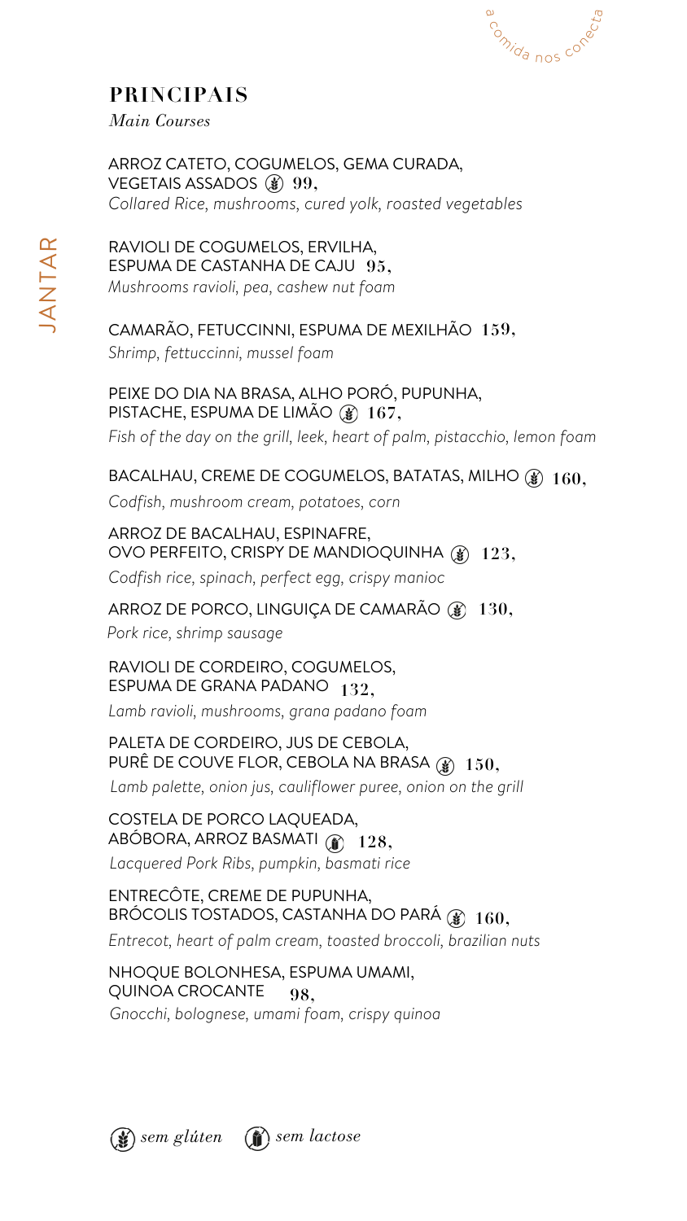## PRINCIPAIS

*Main Courses*

ARROZ CATETO, COGUMELOS, GEMA CURADA, VEGETAIS ASSADOS (sem glúten) **99,**
*Collared Rice, mushrooms, cured yolk, roasted vegetables*

RAVIOLI DE COGUMELOS, ERVILHA, ESPUMA DE CASTANHA DE CAJU **95,**
*Mushrooms ravioli, pea, cashew nut foam*

CAMARÃO, FETUCCINNI, ESPUMA DE MEXILHÃO **159,**
*Shrimp, fettuccinni, mussel foam*

PEIXE DO DIA NA BRASA, ALHO PORÓ, PUPUNHA, PISTACHE, ESPUMA DE LIMÃO (sem glúten) **167,**
*Fish of the day on the grill, leek, heart of palm, pistacchio, lemon foam*

BACALHAU, CREME DE COGUMELOS, BATATAS, MILHO (sem glúten) **160,**
*Codfish, mushroom cream, potatoes, corn*

ARROZ DE BACALHAU, ESPINAFRE, OVO PERFEITO, CRISPY DE MANDIOQUINHA (sem glúten) **123,**
*Codfish rice, spinach, perfect egg, crispy manioc*

ARROZ DE PORCO, LINGUIÇA DE CAMARÃO (sem glúten) **130,**
*Pork rice, shrimp sausage*

RAVIOLI DE CORDEIRO, COGUMELOS, ESPUMA DE GRANA PADANO **132,**
*Lamb ravioli, mushrooms, grana padano foam*

PALETA DE CORDEIRO, JUS DE CEBOLA, PURÊ DE COUVE FLOR, CEBOLA NA BRASA (sem glúten) **150,**
*Lamb palette, onion jus, cauliflower puree, onion on the grill*

COSTELA DE PORCO LAQUEADA, ABÓBORA, ARROZ BASMATI (sem lactose) **128,**
*Lacquered Pork Ribs, pumpkin, basmati rice*

ENTRECÔTE, CREME DE PUPUNHA, BRÓCOLIS TOSTADOS, CASTANHA DO PARÁ (sem glúten) **160,**
*Entrecot, heart of palm cream, toasted broccoli, brazilian nuts*

NHOQUE BOLONHESA, ESPUMA UMAMI, QUINOA CROCANTE **98,**
*Gnocchi, bolognese, umami foam, crispy quinoa*

(sem glúten) *sem glúten* (sem lactose) *sem lactose*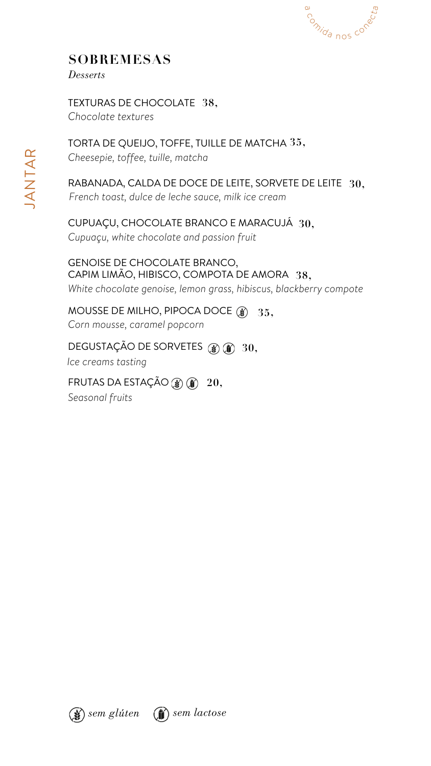## SOBREMESAS

*Desserts*

TEXTURAS DE CHOCOLATE **38,**
*Chocolate textures*

TORTA DE QUEIJO, TOFFE, TUILLE DE MATCHA **35,**
*Cheesepie, toffee, tuille, matcha*

RABANADA, CALDA DE DOCE DE LEITE, SORVETE DE LEITE **30,**
*French toast, dulce de leche sauce, milk ice cream*

CUPUAÇU, CHOCOLATE BRANCO E MARACUJÁ **30,**
*Cupuaçu, white chocolate and passion fruit*

GENOISE DE CHOCOLATE BRANCO,
CAPIM LIMÃO, HIBISCO, COMPOTA DE AMORA **38,**
*White chocolate genoise, lemon grass, hibiscus, blackberry compote*

MOUSSE DE MILHO, PIPOCA DOCE (sem glúten) **35,**
*Corn mousse, caramel popcorn*

DEGUSTAÇÃO DE SORVETES (sem glúten) (sem lactose) **30,**
*Ice creams tasting*

FRUTAS DA ESTAÇÃO (sem glúten) (sem lactose) **20,**
*Seasonal fruits*

*sem glúten* *sem lactose*